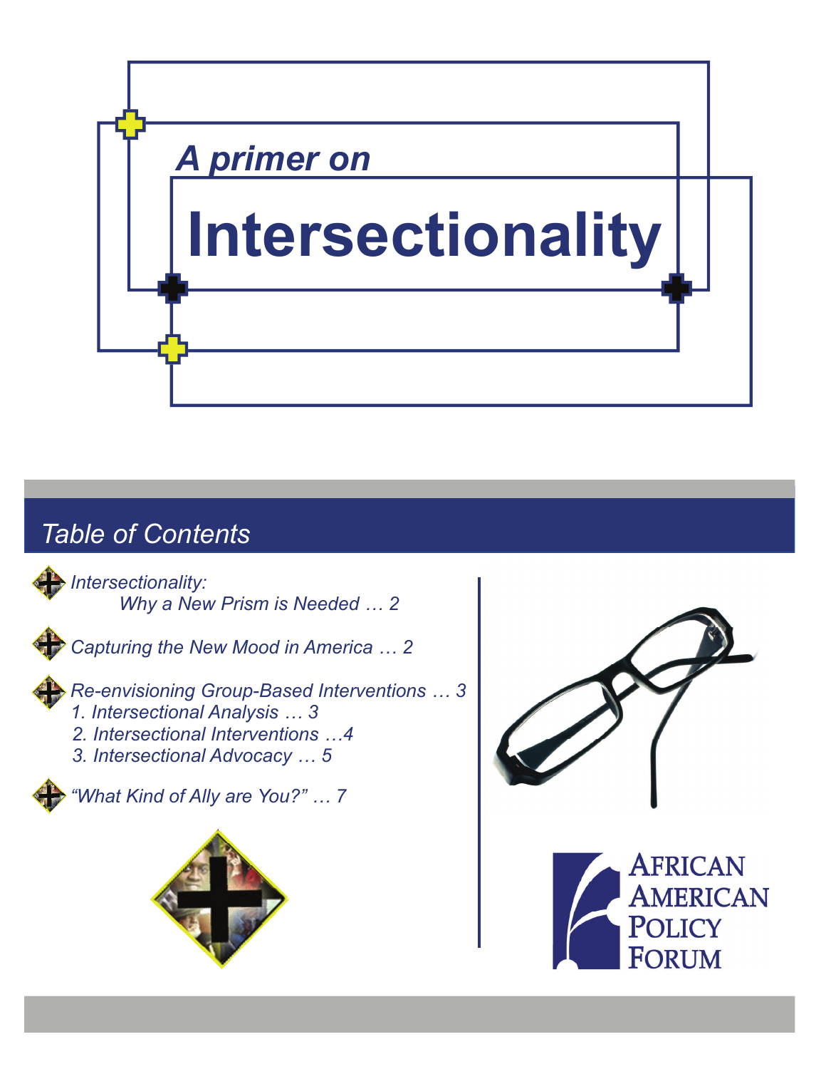# A primer on Intersectionality

## Table of Contents

- *Intersectionality: Why a New Prism is Needed … 2*
- *Capturing the New Mood in America … 2*
- *Re-envisioning Group-Based Interventions … 3*
  1. *Intersectional Analysis … 3*
  2. *Intersectional Interventions …4*
  3. *Intersectional Advocacy … 5*
- *"What Kind of Ally are You?" … 7*

African American Policy Forum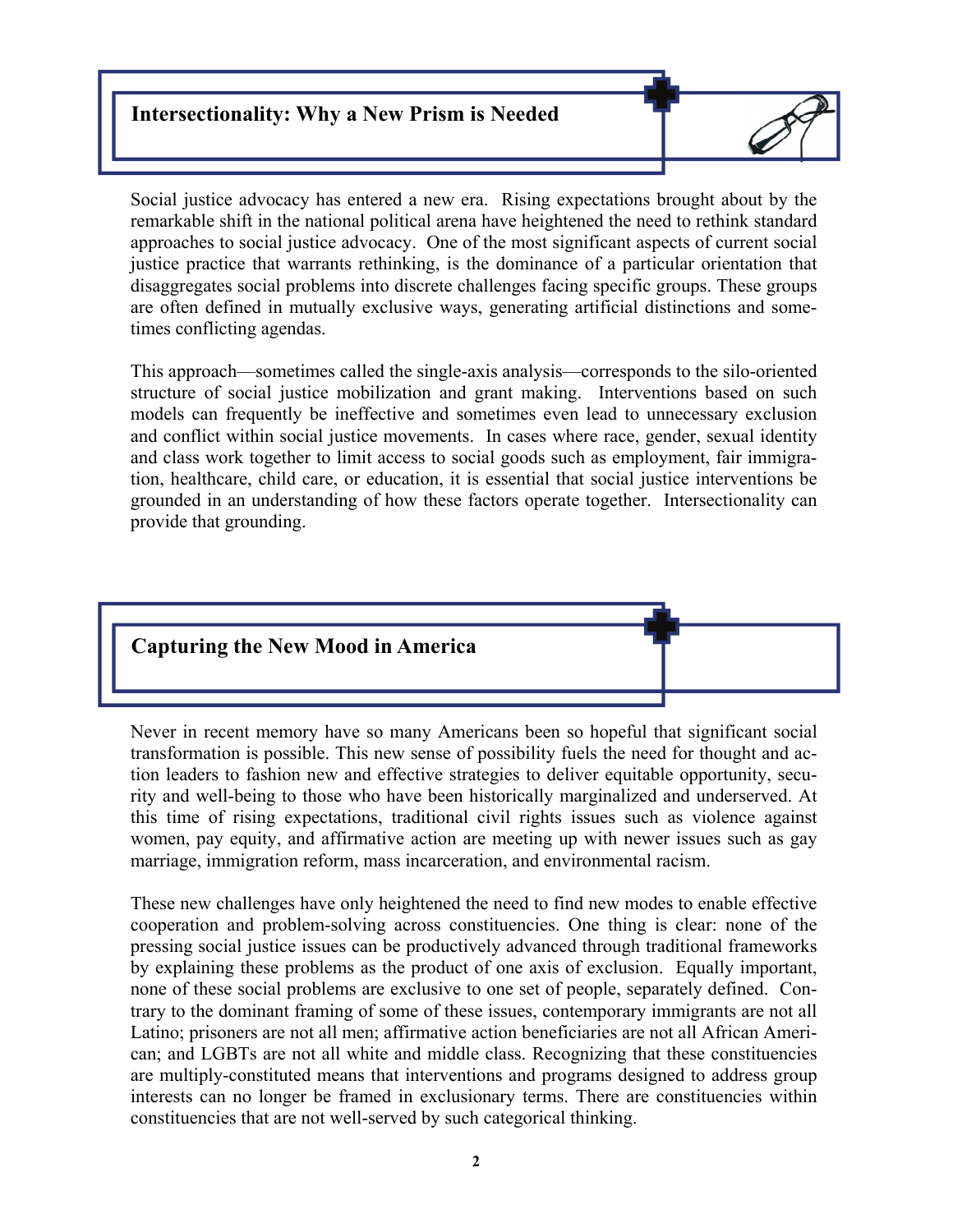## Intersectionality: Why a New Prism is Needed

Social justice advocacy has entered a new era. Rising expectations brought about by the remarkable shift in the national political arena have heightened the need to rethink standard approaches to social justice advocacy. One of the most significant aspects of current social justice practice that warrants rethinking, is the dominance of a particular orientation that disaggregates social problems into discrete challenges facing specific groups. These groups are often defined in mutually exclusive ways, generating artificial distinctions and sometimes conflicting agendas.

This approach—sometimes called the single-axis analysis—corresponds to the silo-oriented structure of social justice mobilization and grant making. Interventions based on such models can frequently be ineffective and sometimes even lead to unnecessary exclusion and conflict within social justice movements. In cases where race, gender, sexual identity and class work together to limit access to social goods such as employment, fair immigration, healthcare, child care, or education, it is essential that social justice interventions be grounded in an understanding of how these factors operate together. Intersectionality can provide that grounding.

## Capturing the New Mood in America

Never in recent memory have so many Americans been so hopeful that significant social transformation is possible. This new sense of possibility fuels the need for thought and action leaders to fashion new and effective strategies to deliver equitable opportunity, security and well-being to those who have been historically marginalized and underserved. At this time of rising expectations, traditional civil rights issues such as violence against women, pay equity, and affirmative action are meeting up with newer issues such as gay marriage, immigration reform, mass incarceration, and environmental racism.

These new challenges have only heightened the need to find new modes to enable effective cooperation and problem-solving across constituencies. One thing is clear: none of the pressing social justice issues can be productively advanced through traditional frameworks by explaining these problems as the product of one axis of exclusion. Equally important, none of these social problems are exclusive to one set of people, separately defined. Contrary to the dominant framing of some of these issues, contemporary immigrants are not all Latino; prisoners are not all men; affirmative action beneficiaries are not all African American; and LGBTs are not all white and middle class. Recognizing that these constituencies are multiply-constituted means that interventions and programs designed to address group interests can no longer be framed in exclusionary terms. There are constituencies within constituencies that are not well-served by such categorical thinking.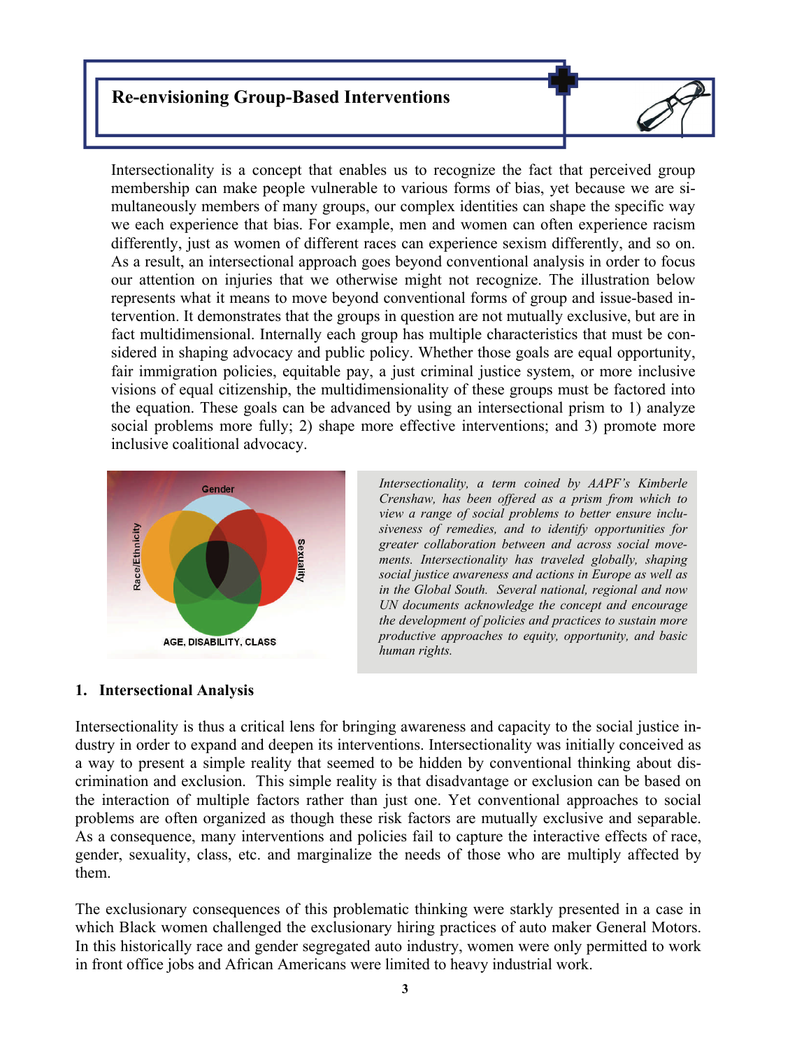## Re-envisioning Group-Based Interventions

Intersectionality is a concept that enables us to recognize the fact that perceived group membership can make people vulnerable to various forms of bias, yet because we are simultaneously members of many groups, our complex identities can shape the specific way we each experience that bias. For example, men and women can often experience racism differently, just as women of different races can experience sexism differently, and so on. As a result, an intersectional approach goes beyond conventional analysis in order to focus our attention on injuries that we otherwise might not recognize. The illustration below represents what it means to move beyond conventional forms of group and issue-based intervention. It demonstrates that the groups in question are not mutually exclusive, but are in fact multidimensional. Internally each group has multiple characteristics that must be considered in shaping advocacy and public policy. Whether those goals are equal opportunity, fair immigration policies, equitable pay, a just criminal justice system, or more inclusive visions of equal citizenship, the multidimensionality of these groups must be factored into the equation. These goals can be advanced by using an intersectional prism to 1) analyze social problems more fully; 2) shape more effective interventions; and 3) promote more inclusive coalitional advocacy.

Gender

Race/Ethnicity

Sexuality

AGE, DISABILITY, CLASS

*Intersectionality, a term coined by AAPF's Kimberle Crenshaw, has been offered as a prism from which to view a range of social problems to better ensure inclusiveness of remedies, and to identify opportunities for greater collaboration between and across social movements. Intersectionality has traveled globally, shaping social justice awareness and actions in Europe as well as in the Global South. Several national, regional and now UN documents acknowledge the concept and encourage the development of policies and practices to sustain more productive approaches to equity, opportunity, and basic human rights.*

### 1. Intersectional Analysis

Intersectionality is thus a critical lens for bringing awareness and capacity to the social justice industry in order to expand and deepen its interventions. Intersectionality was initially conceived as a way to present a simple reality that seemed to be hidden by conventional thinking about discrimination and exclusion. This simple reality is that disadvantage or exclusion can be based on the interaction of multiple factors rather than just one. Yet conventional approaches to social problems are often organized as though these risk factors are mutually exclusive and separable. As a consequence, many interventions and policies fail to capture the interactive effects of race, gender, sexuality, class, etc. and marginalize the needs of those who are multiply affected by them.

The exclusionary consequences of this problematic thinking were starkly presented in a case in which Black women challenged the exclusionary hiring practices of auto maker General Motors. In this historically race and gender segregated auto industry, women were only permitted to work in front office jobs and African Americans were limited to heavy industrial work.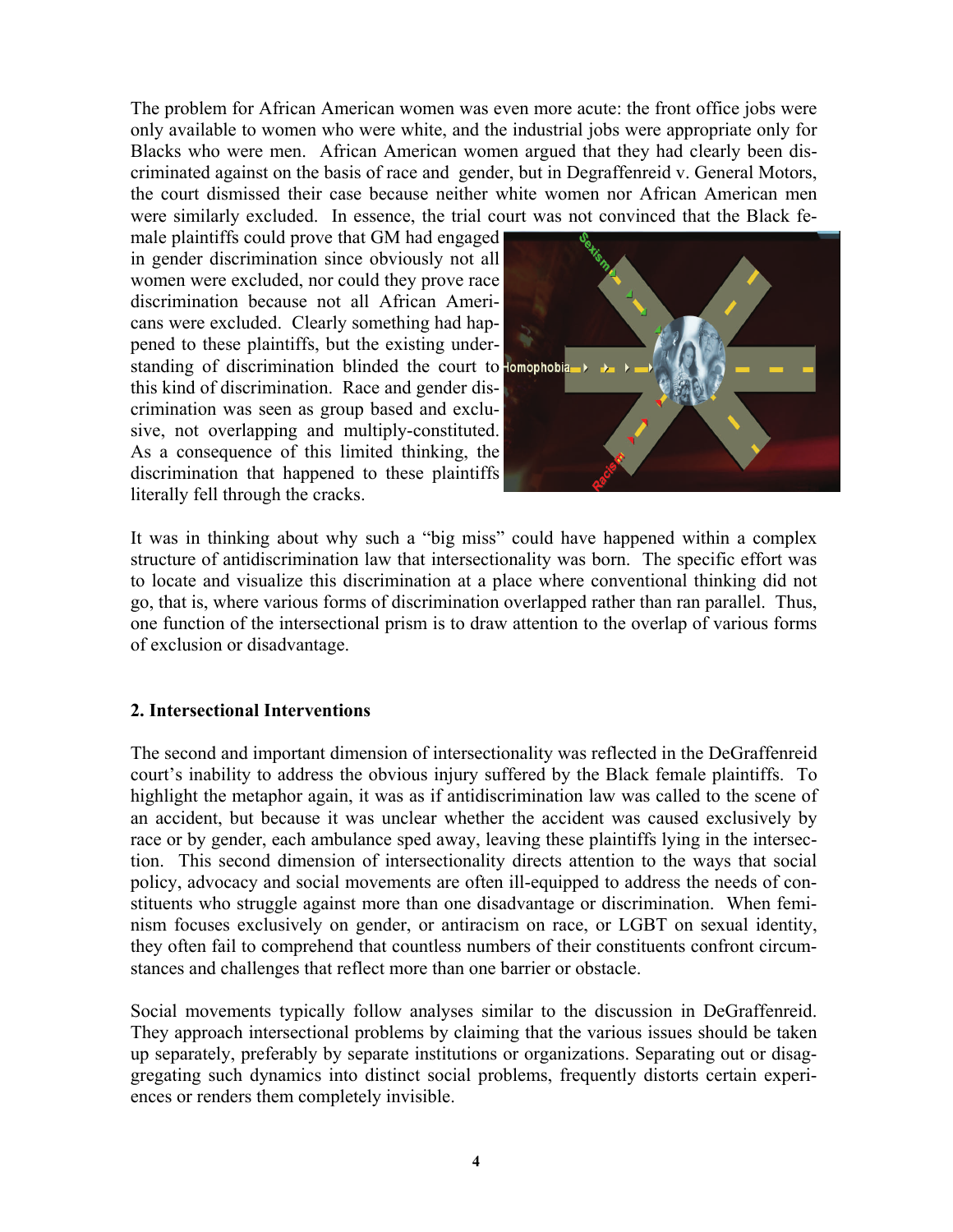The problem for African American women was even more acute: the front office jobs were only available to women who were white, and the industrial jobs were appropriate only for Blacks who were men. African American women argued that they had clearly been discriminated against on the basis of race and gender, but in Degraffenreid v. General Motors, the court dismissed their case because neither white women nor African American men were similarly excluded. In essence, the trial court was not convinced that the Black female plaintiffs could prove that GM had engaged in gender discrimination since obviously not all women were excluded, nor could they prove race discrimination because not all African Americans were excluded. Clearly something had happened to these plaintiffs, but the existing understanding of discrimination blinded the court to this kind of discrimination. Race and gender discrimination was seen as group based and exclusive, not overlapping and multiply-constituted. As a consequence of this limited thinking, the discrimination that happened to these plaintiffs literally fell through the cracks.

It was in thinking about why such a "big miss" could have happened within a complex structure of antidiscrimination law that intersectionality was born. The specific effort was to locate and visualize this discrimination at a place where conventional thinking did not go, that is, where various forms of discrimination overlapped rather than ran parallel. Thus, one function of the intersectional prism is to draw attention to the overlap of various forms of exclusion or disadvantage.

## 2. Intersectional Interventions

The second and important dimension of intersectionality was reflected in the DeGraffenreid court's inability to address the obvious injury suffered by the Black female plaintiffs. To highlight the metaphor again, it was as if antidiscrimination law was called to the scene of an accident, but because it was unclear whether the accident was caused exclusively by race or by gender, each ambulance sped away, leaving these plaintiffs lying in the intersection. This second dimension of intersectionality directs attention to the ways that social policy, advocacy and social movements are often ill-equipped to address the needs of constituents who struggle against more than one disadvantage or discrimination. When feminism focuses exclusively on gender, or antiracism on race, or LGBT on sexual identity, they often fail to comprehend that countless numbers of their constituents confront circumstances and challenges that reflect more than one barrier or obstacle.

Social movements typically follow analyses similar to the discussion in DeGraffenreid. They approach intersectional problems by claiming that the various issues should be taken up separately, preferably by separate institutions or organizations. Separating out or disaggregating such dynamics into distinct social problems, frequently distorts certain experiences or renders them completely invisible.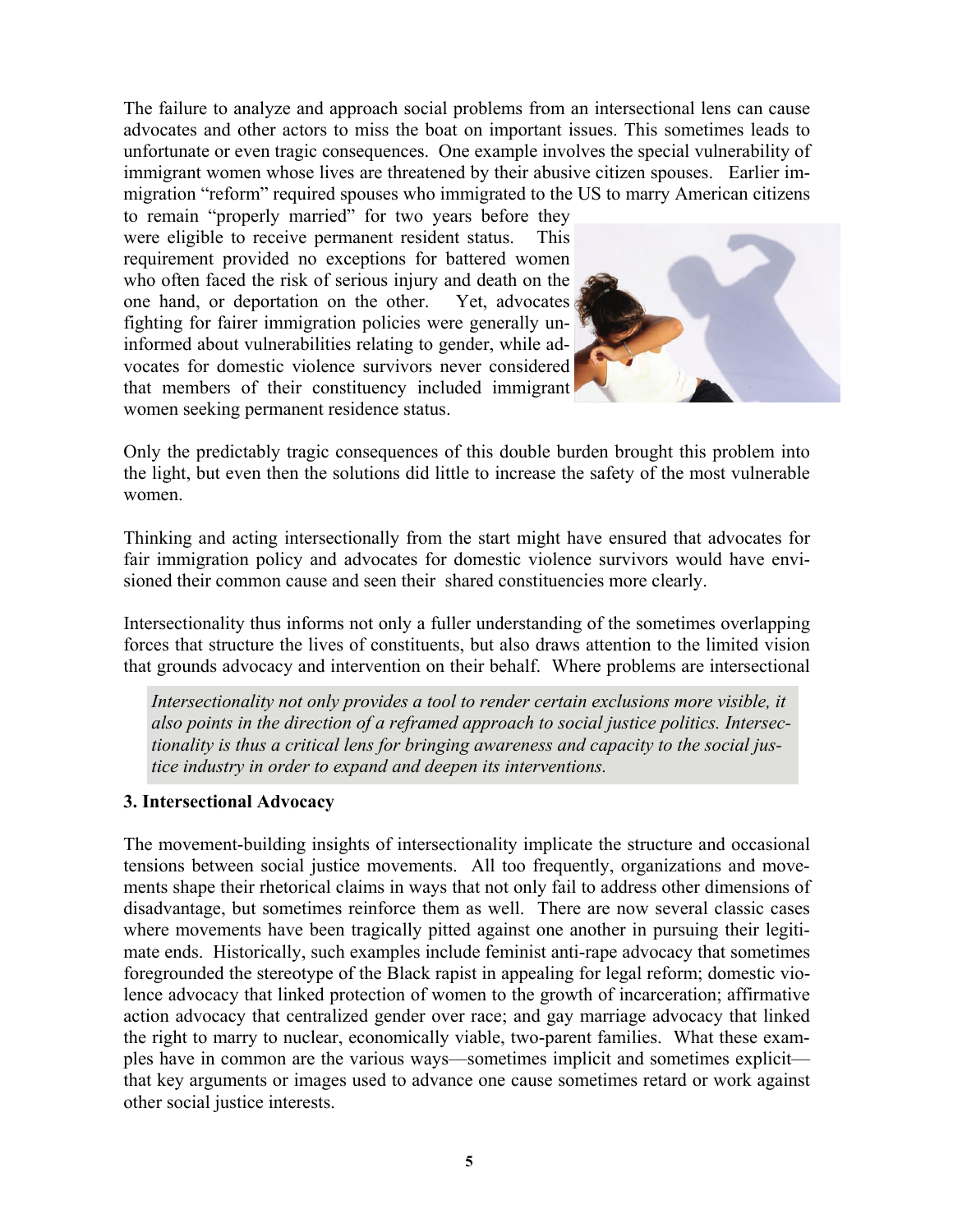The failure to analyze and approach social problems from an intersectional lens can cause advocates and other actors to miss the boat on important issues. This sometimes leads to unfortunate or even tragic consequences. One example involves the special vulnerability of immigrant women whose lives are threatened by their abusive citizen spouses. Earlier immigration "reform" required spouses who immigrated to the US to marry American citizens to remain "properly married" for two years before they were eligible to receive permanent resident status. This requirement provided no exceptions for battered women who often faced the risk of serious injury and death on the one hand, or deportation on the other. Yet, advocates fighting for fairer immigration policies were generally uninformed about vulnerabilities relating to gender, while advocates for domestic violence survivors never considered that members of their constituency included immigrant women seeking permanent residence status.

Only the predictably tragic consequences of this double burden brought this problem into the light, but even then the solutions did little to increase the safety of the most vulnerable women.

Thinking and acting intersectionally from the start might have ensured that advocates for fair immigration policy and advocates for domestic violence survivors would have envisioned their common cause and seen their shared constituencies more clearly.

Intersectionality thus informs not only a fuller understanding of the sometimes overlapping forces that structure the lives of constituents, but also draws attention to the limited vision that grounds advocacy and intervention on their behalf. Where problems are intersectional

> *Intersectionality not only provides a tool to render certain exclusions more visible, it also points in the direction of a reframed approach to social justice politics. Intersectionality is thus a critical lens for bringing awareness and capacity to the social justice industry in order to expand and deepen its interventions.*

### 3. Intersectional Advocacy

The movement-building insights of intersectionality implicate the structure and occasional tensions between social justice movements. All too frequently, organizations and movements shape their rhetorical claims in ways that not only fail to address other dimensions of disadvantage, but sometimes reinforce them as well. There are now several classic cases where movements have been tragically pitted against one another in pursuing their legitimate ends. Historically, such examples include feminist anti-rape advocacy that sometimes foregrounded the stereotype of the Black rapist in appealing for legal reform; domestic violence advocacy that linked protection of women to the growth of incarceration; affirmative action advocacy that centralized gender over race; and gay marriage advocacy that linked the right to marry to nuclear, economically viable, two-parent families. What these examples have in common are the various ways—sometimes implicit and sometimes explicit—that key arguments or images used to advance one cause sometimes retard or work against other social justice interests.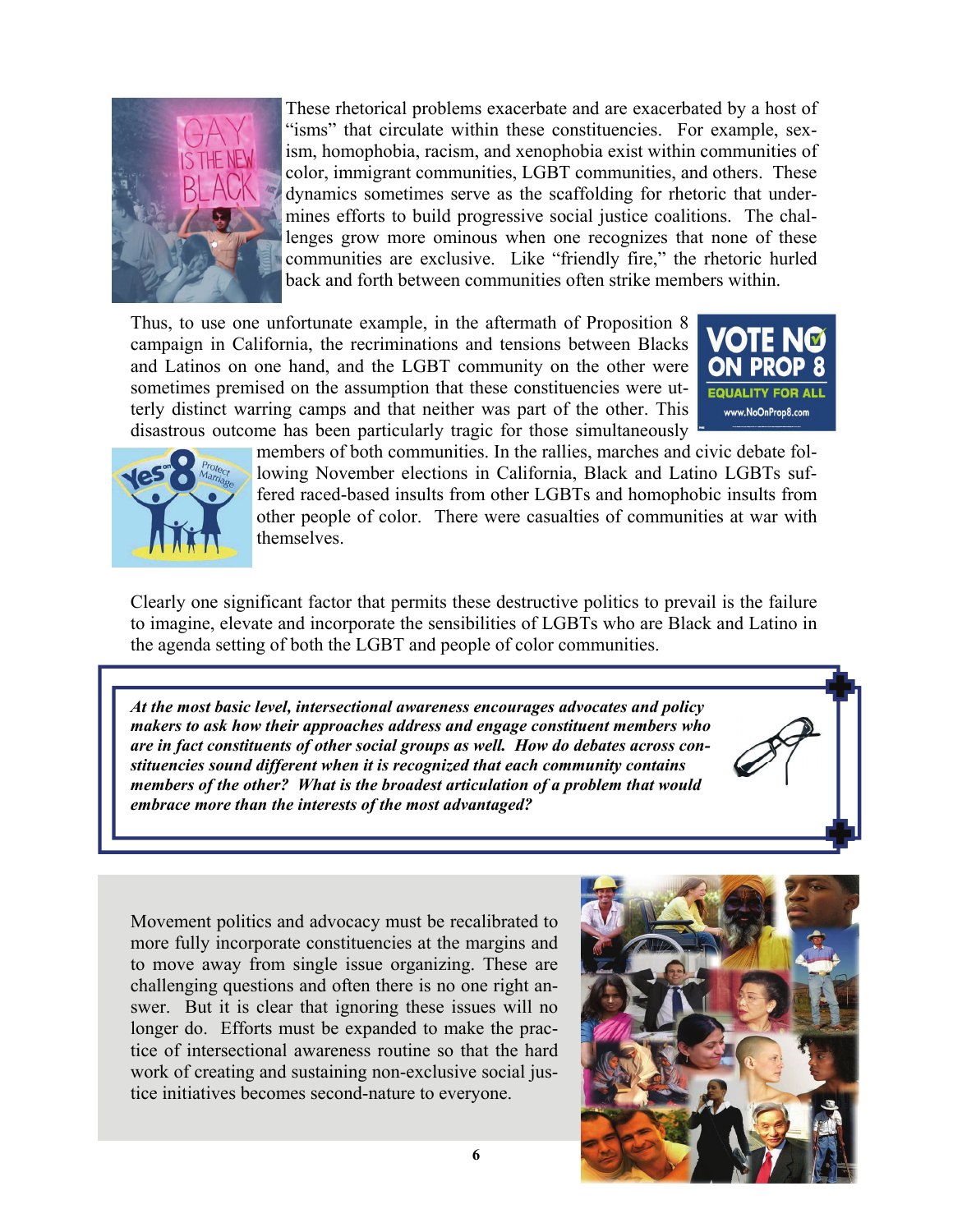These rhetorical problems exacerbate and are exacerbated by a host of "isms" that circulate within these constituencies. For example, sexism, homophobia, racism, and xenophobia exist within communities of color, immigrant communities, LGBT communities, and others. These dynamics sometimes serve as the scaffolding for rhetoric that undermines efforts to build progressive social justice coalitions. The challenges grow more ominous when one recognizes that none of these communities are exclusive. Like "friendly fire," the rhetoric hurled back and forth between communities often strike members within.

Thus, to use one unfortunate example, in the aftermath of Proposition 8 campaign in California, the recriminations and tensions between Blacks and Latinos on one hand, and the LGBT community on the other were sometimes premised on the assumption that these constituencies were utterly distinct warring camps and that neither was part of the other. This disastrous outcome has been particularly tragic for those simultaneously members of both communities. In the rallies, marches and civic debate following November elections in California, Black and Latino LGBTs suffered raced-based insults from other LGBTs and homophobic insults from other people of color. There were casualties of communities at war with themselves.

Clearly one significant factor that permits these destructive politics to prevail is the failure to imagine, elevate and incorporate the sensibilities of LGBTs who are Black and Latino in the agenda setting of both the LGBT and people of color communities.

***At the most basic level, intersectional awareness encourages advocates and policy makers to ask how their approaches address and engage constituent members who are in fact constituents of other social groups as well. How do debates across constituencies sound different when it is recognized that each community contains members of the other? What is the broadest articulation of a problem that would embrace more than the interests of the most advantaged?***

Movement politics and advocacy must be recalibrated to more fully incorporate constituencies at the margins and to move away from single issue organizing. These are challenging questions and often there is no one right answer. But it is clear that ignoring these issues will no longer do. Efforts must be expanded to make the practice of intersectional awareness routine so that the hard work of creating and sustaining non-exclusive social justice initiatives becomes second-nature to everyone.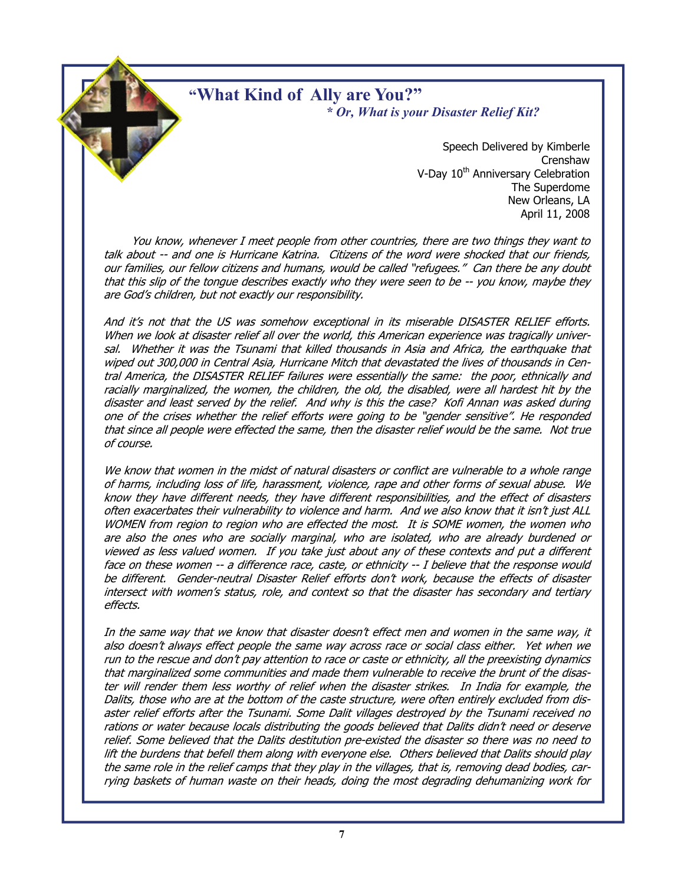# "What Kind of Ally are You?"

### *\* Or, What is your Disaster Relief Kit?*

Speech Delivered by Kimberle Crenshaw
V-Day 10th Anniversary Celebration
The Superdome
New Orleans, LA
April 11, 2008

*You know, whenever I meet people from other countries, there are two things they want to talk about -- and one is Hurricane Katrina. Citizens of the word were shocked that our friends, our families, our fellow citizens and humans, would be called "refugees." Can there be any doubt that this slip of the tongue describes exactly who they were seen to be -- you know, maybe they are God's children, but not exactly our responsibility.*

*And it's not that the US was somehow exceptional in its miserable DISASTER RELIEF efforts. When we look at disaster relief all over the world, this American experience was tragically universal. Whether it was the Tsunami that killed thousands in Asia and Africa, the earthquake that wiped out 300,000 in Central Asia, Hurricane Mitch that devastated the lives of thousands in Central America, the DISASTER RELIEF failures were essentially the same: the poor, ethnically and racially marginalized, the women, the children, the old, the disabled, were all hardest hit by the disaster and least served by the relief. And why is this the case? Kofi Annan was asked during one of the crises whether the relief efforts were going to be "gender sensitive". He responded that since all people were effected the same, then the disaster relief would be the same. Not true of course.*

*We know that women in the midst of natural disasters or conflict are vulnerable to a whole range of harms, including loss of life, harassment, violence, rape and other forms of sexual abuse. We know they have different needs, they have different responsibilities, and the effect of disasters often exacerbates their vulnerability to violence and harm. And we also know that it isn't just ALL WOMEN from region to region who are effected the most. It is SOME women, the women who are also the ones who are socially marginal, who are isolated, who are already burdened or viewed as less valued women. If you take just about any of these contexts and put a different face on these women -- a difference race, caste, or ethnicity -- I believe that the response would be different. Gender-neutral Disaster Relief efforts don't work, because the effects of disaster intersect with women's status, role, and context so that the disaster has secondary and tertiary effects.*

*In the same way that we know that disaster doesn't effect men and women in the same way, it also doesn't always effect people the same way across race or social class either. Yet when we run to the rescue and don't pay attention to race or caste or ethnicity, all the preexisting dynamics that marginalized some communities and made them vulnerable to receive the brunt of the disaster will render them less worthy of relief when the disaster strikes. In India for example, the Dalits, those who are at the bottom of the caste structure, were often entirely excluded from disaster relief efforts after the Tsunami. Some Dalit villages destroyed by the Tsunami received no rations or water because locals distributing the goods believed that Dalits didn't need or deserve relief. Some believed that the Dalits destitution pre-existed the disaster so there was no need to lift the burdens that befell them along with everyone else. Others believed that Dalits should play the same role in the relief camps that they play in the villages, that is, removing dead bodies, carrying baskets of human waste on their heads, doing the most degrading dehumanizing work for*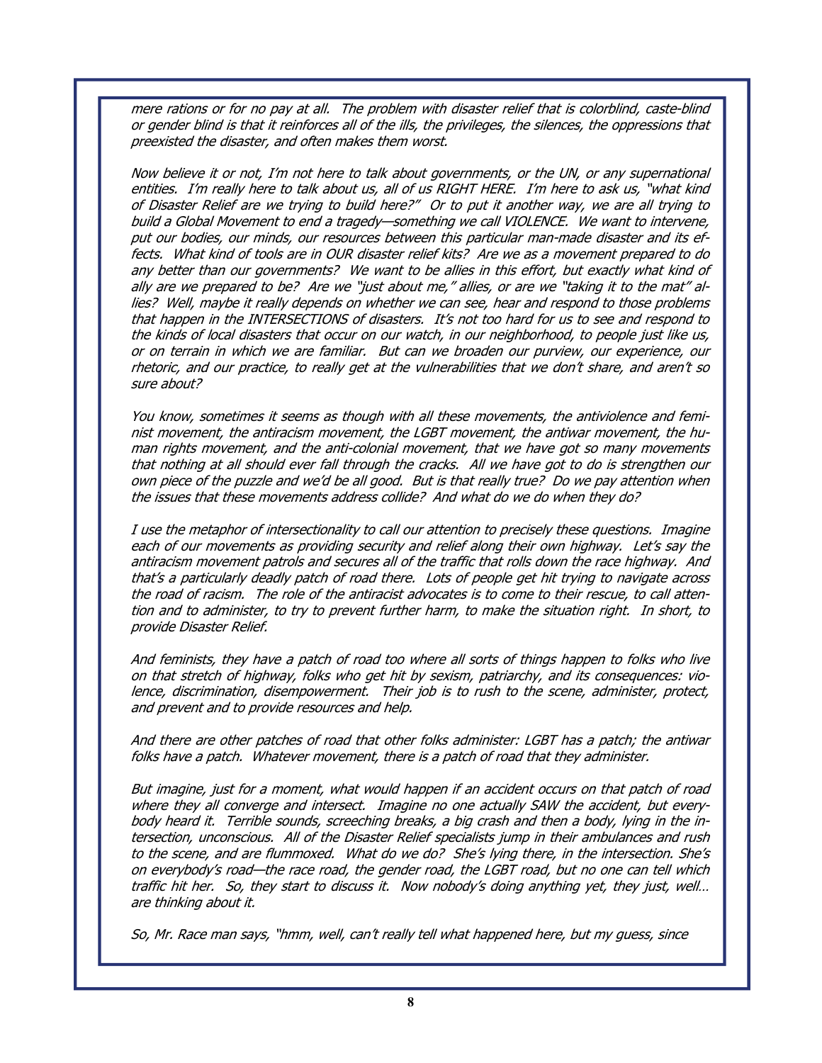*mere rations or for no pay at all. The problem with disaster relief that is colorblind, caste-blind or gender blind is that it reinforces all of the ills, the privileges, the silences, the oppressions that preexisted the disaster, and often makes them worst.*

*Now believe it or not, I'm not here to talk about governments, or the UN, or any supernational entities. I'm really here to talk about us, all of us RIGHT HERE. I'm here to ask us, "what kind of Disaster Relief are we trying to build here?" Or to put it another way, we are all trying to build a Global Movement to end a tragedy—something we call VIOLENCE. We want to intervene, put our bodies, our minds, our resources between this particular man-made disaster and its effects. What kind of tools are in OUR disaster relief kits? Are we as a movement prepared to do any better than our governments? We want to be allies in this effort, but exactly what kind of ally are we prepared to be? Are we "just about me," allies, or are we "taking it to the mat" allies? Well, maybe it really depends on whether we can see, hear and respond to those problems that happen in the INTERSECTIONS of disasters. It's not too hard for us to see and respond to the kinds of local disasters that occur on our watch, in our neighborhood, to people just like us, or on terrain in which we are familiar. But can we broaden our purview, our experience, our rhetoric, and our practice, to really get at the vulnerabilities that we don't share, and aren't so sure about?*

*You know, sometimes it seems as though with all these movements, the antiviolence and feminist movement, the antiracism movement, the LGBT movement, the antiwar movement, the human rights movement, and the anti-colonial movement, that we have got so many movements that nothing at all should ever fall through the cracks. All we have got to do is strengthen our own piece of the puzzle and we'd be all good. But is that really true? Do we pay attention when the issues that these movements address collide? And what do we do when they do?*

*I use the metaphor of intersectionality to call our attention to precisely these questions. Imagine each of our movements as providing security and relief along their own highway. Let's say the antiracism movement patrols and secures all of the traffic that rolls down the race highway. And that's a particularly deadly patch of road there. Lots of people get hit trying to navigate across the road of racism. The role of the antiracist advocates is to come to their rescue, to call attention and to administer, to try to prevent further harm, to make the situation right. In short, to provide Disaster Relief.*

*And feminists, they have a patch of road too where all sorts of things happen to folks who live on that stretch of highway, folks who get hit by sexism, patriarchy, and its consequences: violence, discrimination, disempowerment. Their job is to rush to the scene, administer, protect, and prevent and to provide resources and help.*

*And there are other patches of road that other folks administer: LGBT has a patch; the antiwar folks have a patch. Whatever movement, there is a patch of road that they administer.*

*But imagine, just for a moment, what would happen if an accident occurs on that patch of road where they all converge and intersect. Imagine no one actually SAW the accident, but everybody heard it. Terrible sounds, screeching breaks, a big crash and then a body, lying in the intersection, unconscious. All of the Disaster Relief specialists jump in their ambulances and rush to the scene, and are flummoxed. What do we do? She's lying there, in the intersection. She's on everybody's road—the race road, the gender road, the LGBT road, but no one can tell which traffic hit her. So, they start to discuss it. Now nobody's doing anything yet, they just, well… are thinking about it.*

*So, Mr. Race man says, "hmm, well, can't really tell what happened here, but my guess, since*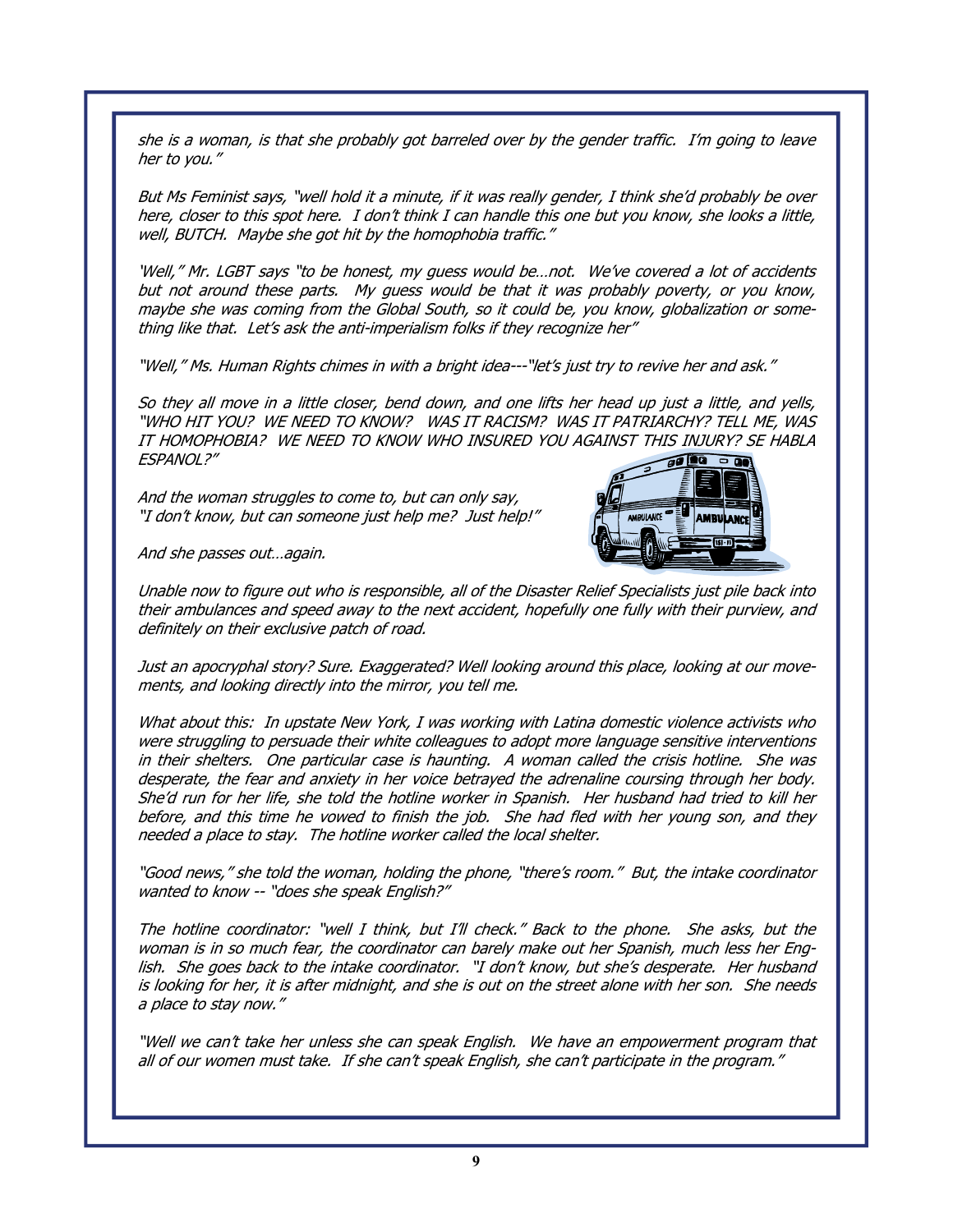*she is a woman, is that she probably got barreled over by the gender traffic. I'm going to leave her to you."*

*But Ms Feminist says, "well hold it a minute, if it was really gender, I think she'd probably be over here, closer to this spot here. I don't think I can handle this one but you know, she looks a little, well, BUTCH. Maybe she got hit by the homophobia traffic."*

*'Well," Mr. LGBT says "to be honest, my guess would be…not. We've covered a lot of accidents but not around these parts. My guess would be that it was probably poverty, or you know, maybe she was coming from the Global South, so it could be, you know, globalization or something like that. Let's ask the anti-imperialism folks if they recognize her"*

*"Well," Ms. Human Rights chimes in with a bright idea---"let's just try to revive her and ask."*

*So they all move in a little closer, bend down, and one lifts her head up just a little, and yells, "WHO HIT YOU? WE NEED TO KNOW? WAS IT RACISM? WAS IT PATRIARCHY? TELL ME, WAS IT HOMOPHOBIA? WE NEED TO KNOW WHO INSURED YOU AGAINST THIS INJURY? SE HABLA ESPANOL?"*

*And the woman struggles to come to, but can only say, "I don't know, but can someone just help me? Just help!"*

*And she passes out…again.*

*Unable now to figure out who is responsible, all of the Disaster Relief Specialists just pile back into their ambulances and speed away to the next accident, hopefully one fully with their purview, and definitely on their exclusive patch of road.*

*Just an apocryphal story? Sure. Exaggerated? Well looking around this place, looking at our movements, and looking directly into the mirror, you tell me.*

*What about this: In upstate New York, I was working with Latina domestic violence activists who were struggling to persuade their white colleagues to adopt more language sensitive interventions in their shelters. One particular case is haunting. A woman called the crisis hotline. She was desperate, the fear and anxiety in her voice betrayed the adrenaline coursing through her body. She'd run for her life, she told the hotline worker in Spanish. Her husband had tried to kill her before, and this time he vowed to finish the job. She had fled with her young son, and they needed a place to stay. The hotline worker called the local shelter.*

*"Good news," she told the woman, holding the phone, "there's room." But, the intake coordinator wanted to know -- "does she speak English?"*

*The hotline coordinator: "well I think, but I'll check." Back to the phone. She asks, but the woman is in so much fear, the coordinator can barely make out her Spanish, much less her English. She goes back to the intake coordinator. "I don't know, but she's desperate. Her husband is looking for her, it is after midnight, and she is out on the street alone with her son. She needs a place to stay now."*

*"Well we can't take her unless she can speak English. We have an empowerment program that all of our women must take. If she can't speak English, she can't participate in the program."*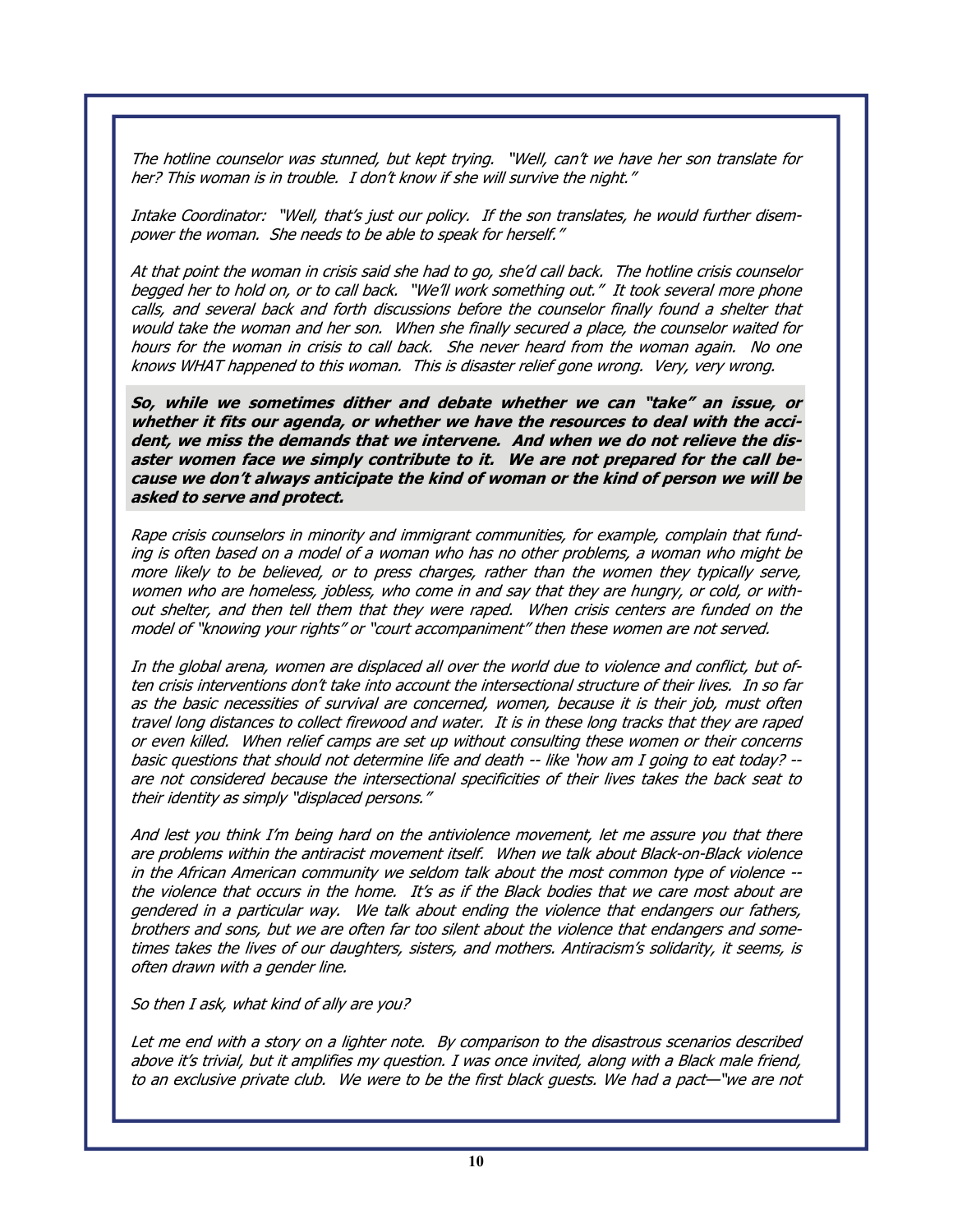*The hotline counselor was stunned, but kept trying. "Well, can't we have her son translate for her? This woman is in trouble. I don't know if she will survive the night."*

*Intake Coordinator: "Well, that's just our policy. If the son translates, he would further disempower the woman. She needs to be able to speak for herself."*

*At that point the woman in crisis said she had to go, she'd call back. The hotline crisis counselor begged her to hold on, or to call back. "We'll work something out." It took several more phone calls, and several back and forth discussions before the counselor finally found a shelter that would take the woman and her son. When she finally secured a place, the counselor waited for hours for the woman in crisis to call back. She never heard from the woman again. No one knows WHAT happened to this woman. This is disaster relief gone wrong. Very, very wrong.*

***So, while we sometimes dither and debate whether we can "take" an issue, or whether it fits our agenda, or whether we have the resources to deal with the accident, we miss the demands that we intervene. And when we do not relieve the disaster women face we simply contribute to it. We are not prepared for the call because we don't always anticipate the kind of woman or the kind of person we will be asked to serve and protect.***

*Rape crisis counselors in minority and immigrant communities, for example, complain that funding is often based on a model of a woman who has no other problems, a woman who might be more likely to be believed, or to press charges, rather than the women they typically serve, women who are homeless, jobless, who come in and say that they are hungry, or cold, or without shelter, and then tell them that they were raped. When crisis centers are funded on the model of "knowing your rights" or "court accompaniment" then these women are not served.*

*In the global arena, women are displaced all over the world due to violence and conflict, but often crisis interventions don't take into account the intersectional structure of their lives. In so far as the basic necessities of survival are concerned, women, because it is their job, must often travel long distances to collect firewood and water. It is in these long tracks that they are raped or even killed. When relief camps are set up without consulting these women or their concerns basic questions that should not determine life and death -- like 'how am I going to eat today? -- are not considered because the intersectional specificities of their lives takes the back seat to their identity as simply "displaced persons."*

*And lest you think I'm being hard on the antiviolence movement, let me assure you that there are problems within the antiracist movement itself. When we talk about Black-on-Black violence in the African American community we seldom talk about the most common type of violence -- the violence that occurs in the home. It's as if the Black bodies that we care most about are gendered in a particular way. We talk about ending the violence that endangers our fathers, brothers and sons, but we are often far too silent about the violence that endangers and sometimes takes the lives of our daughters, sisters, and mothers. Antiracism's solidarity, it seems, is often drawn with a gender line.*

*So then I ask, what kind of ally are you?*

*Let me end with a story on a lighter note. By comparison to the disastrous scenarios described above it's trivial, but it amplifies my question. I was once invited, along with a Black male friend, to an exclusive private club. We were to be the first black guests. We had a pact—"we are not*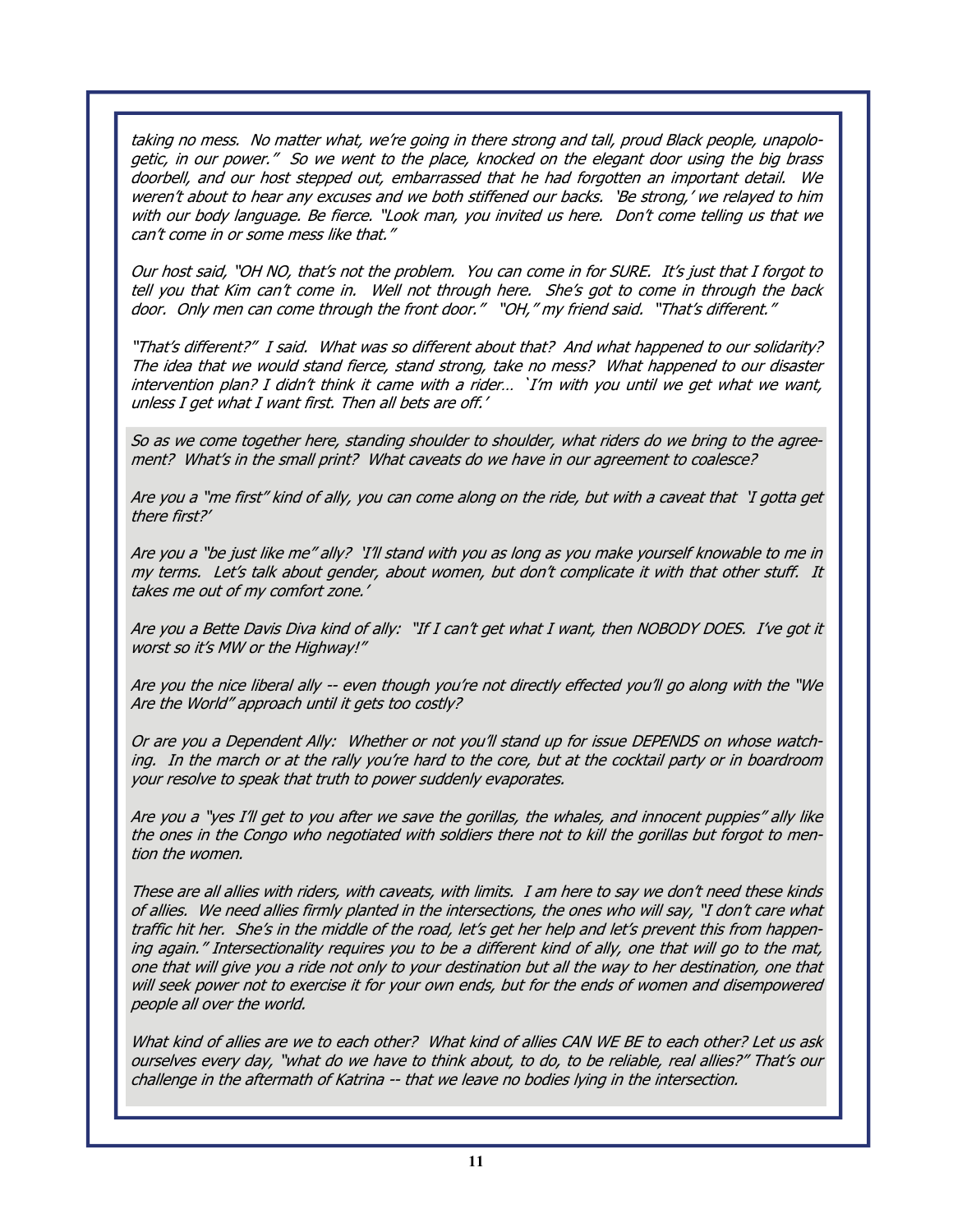*taking no mess. No matter what, we're going in there strong and tall, proud Black people, unapologetic, in our power." So we went to the place, knocked on the elegant door using the big brass doorbell, and our host stepped out, embarrassed that he had forgotten an important detail. We weren't about to hear any excuses and we both stiffened our backs. 'Be strong,' we relayed to him with our body language. Be fierce. "Look man, you invited us here. Don't come telling us that we can't come in or some mess like that."*

*Our host said, "OH NO, that's not the problem. You can come in for SURE. It's just that I forgot to tell you that Kim can't come in. Well not through here. She's got to come in through the back door. Only men can come through the front door." "OH," my friend said. "That's different."*

*"That's different?" I said. What was so different about that? And what happened to our solidarity? The idea that we would stand fierce, stand strong, take no mess? What happened to our disaster intervention plan? I didn't think it came with a rider… 'I'm with you until we get what we want, unless I get what I want first. Then all bets are off.'*

*So as we come together here, standing shoulder to shoulder, what riders do we bring to the agreement? What's in the small print? What caveats do we have in our agreement to coalesce?*

*Are you a "me first" kind of ally, you can come along on the ride, but with a caveat that 'I gotta get there first?'*

*Are you a "be just like me" ally? 'I'll stand with you as long as you make yourself knowable to me in my terms. Let's talk about gender, about women, but don't complicate it with that other stuff. It takes me out of my comfort zone.'*

*Are you a Bette Davis Diva kind of ally: "If I can't get what I want, then NOBODY DOES. I've got it worst so it's MW or the Highway!"*

*Are you the nice liberal ally -- even though you're not directly effected you'll go along with the "We Are the World" approach until it gets too costly?*

*Or are you a Dependent Ally: Whether or not you'll stand up for issue DEPENDS on whose watching. In the march or at the rally you're hard to the core, but at the cocktail party or in boardroom your resolve to speak that truth to power suddenly evaporates.*

*Are you a "yes I'll get to you after we save the gorillas, the whales, and innocent puppies" ally like the ones in the Congo who negotiated with soldiers there not to kill the gorillas but forgot to mention the women.*

*These are all allies with riders, with caveats, with limits. I am here to say we don't need these kinds of allies. We need allies firmly planted in the intersections, the ones who will say, "I don't care what traffic hit her. She's in the middle of the road, let's get her help and let's prevent this from happening again." Intersectionality requires you to be a different kind of ally, one that will go to the mat, one that will give you a ride not only to your destination but all the way to her destination, one that will seek power not to exercise it for your own ends, but for the ends of women and disempowered people all over the world.*

*What kind of allies are we to each other? What kind of allies CAN WE BE to each other? Let us ask ourselves every day, "what do we have to think about, to do, to be reliable, real allies?" That's our challenge in the aftermath of Katrina -- that we leave no bodies lying in the intersection.*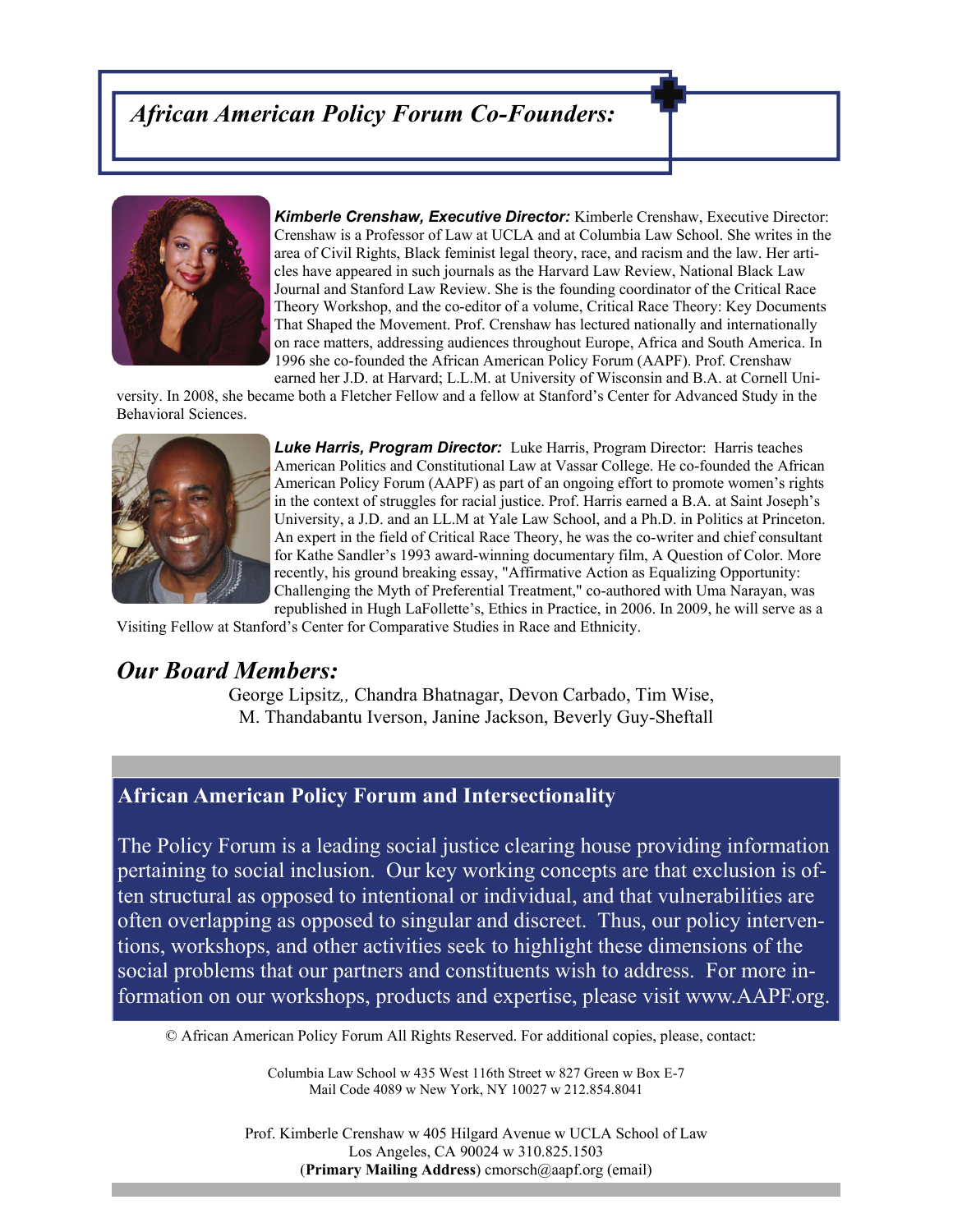## *African American Policy Forum Co-Founders:*

***Kimberle Crenshaw, Executive Director:*** Kimberle Crenshaw, Executive Director: Crenshaw is a Professor of Law at UCLA and at Columbia Law School. She writes in the area of Civil Rights, Black feminist legal theory, race, and racism and the law. Her articles have appeared in such journals as the Harvard Law Review, National Black Law Journal and Stanford Law Review. She is the founding coordinator of the Critical Race Theory Workshop, and the co-editor of a volume, Critical Race Theory: Key Documents That Shaped the Movement. Prof. Crenshaw has lectured nationally and internationally on race matters, addressing audiences throughout Europe, Africa and South America. In 1996 she co-founded the African American Policy Forum (AAPF). Prof. Crenshaw earned her J.D. at Harvard; L.L.M. at University of Wisconsin and B.A. at Cornell University. In 2008, she became both a Fletcher Fellow and a fellow at Stanford's Center for Advanced Study in the Behavioral Sciences.

***Luke Harris, Program Director:*** Luke Harris, Program Director: Harris teaches American Politics and Constitutional Law at Vassar College. He co-founded the African American Policy Forum (AAPF) as part of an ongoing effort to promote women's rights in the context of struggles for racial justice. Prof. Harris earned a B.A. at Saint Joseph's University, a J.D. and an LL.M at Yale Law School, and a Ph.D. in Politics at Princeton. An expert in the field of Critical Race Theory, he was the co-writer and chief consultant for Kathe Sandler's 1993 award-winning documentary film, A Question of Color. More recently, his ground breaking essay, "Affirmative Action as Equalizing Opportunity: Challenging the Myth of Preferential Treatment," co-authored with Uma Narayan, was republished in Hugh LaFollette's, Ethics in Practice, in 2006. In 2009, he will serve as a Visiting Fellow at Stanford's Center for Comparative Studies in Race and Ethnicity.

## *Our Board Members:*

George Lipsitz,, Chandra Bhatnagar, Devon Carbado, Tim Wise, M. Thandabantu Iverson, Janine Jackson, Beverly Guy-Sheftall

### African American Policy Forum and Intersectionality

The Policy Forum is a leading social justice clearing house providing information pertaining to social inclusion. Our key working concepts are that exclusion is often structural as opposed to intentional or individual, and that vulnerabilities are often overlapping as opposed to singular and discreet. Thus, our policy interventions, workshops, and other activities seek to highlight these dimensions of the social problems that our partners and constituents wish to address. For more information on our workshops, products and expertise, please visit www.AAPF.org.

© African American Policy Forum All Rights Reserved. For additional copies, please, contact:

Columbia Law School w 435 West 116th Street w 827 Green w Box E-7
Mail Code 4089 w New York, NY 10027 w 212.854.8041

Prof. Kimberle Crenshaw w 405 Hilgard Avenue w UCLA School of Law
Los Angeles, CA 90024 w 310.825.1503
(**Primary Mailing Address**) cmorsch@aapf.org (email)